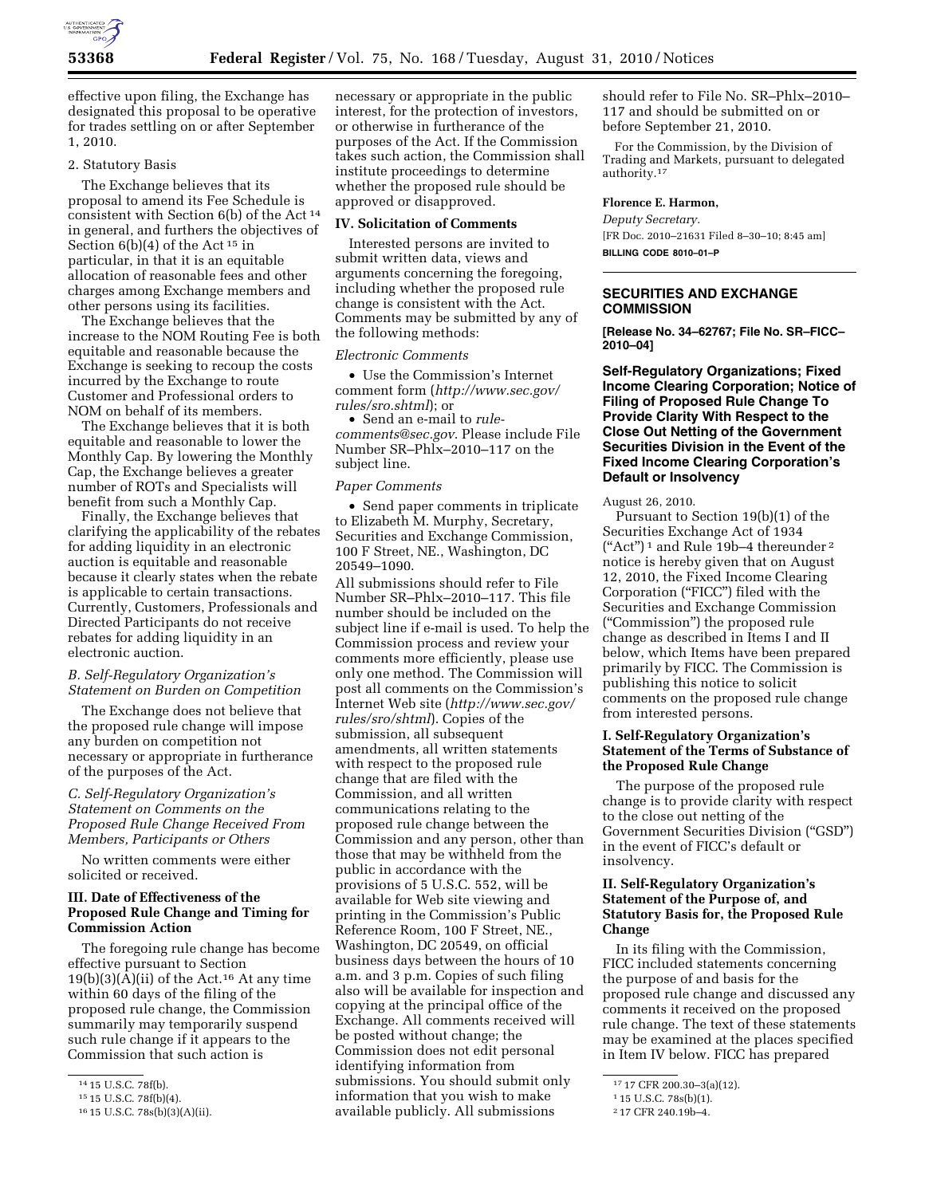effective upon filing, the Exchange has designated this proposal to be operative for trades settling on or after September 1, 2010.

2. Statutory Basis

The Exchange believes that its proposal to amend its Fee Schedule is consistent with Section 6(b) of the Act [14] in general, and furthers the objectives of Section 6(b)(4) of the Act [15] in particular, in that it is an equitable allocation of reasonable fees and other charges among Exchange members and other persons using its facilities.

The Exchange believes that the increase to the NOM Routing Fee is both equitable and reasonable because the Exchange is seeking to recoup the costs incurred by the Exchange to route Customer and Professional orders to NOM on behalf of its members.

The Exchange believes that it is both equitable and reasonable to lower the Monthly Cap. By lowering the Monthly Cap, the Exchange believes a greater number of ROTs and Specialists will benefit from such a Monthly Cap.

Finally, the Exchange believes that clarifying the applicability of the rebates for adding liquidity in an electronic auction is equitable and reasonable because it clearly states when the rebate is applicable to certain transactions. Currently, Customers, Professionals and Directed Participants do not receive rebates for adding liquidity in an electronic auction.

*B. Self-Regulatory Organization's Statement on Burden on Competition*

The Exchange does not believe that the proposed rule change will impose any burden on competition not necessary or appropriate in furtherance of the purposes of the Act.

*C. Self-Regulatory Organization's Statement on Comments on the Proposed Rule Change Received From Members, Participants or Others*

No written comments were either solicited or received.

## III. Date of Effectiveness of the Proposed Rule Change and Timing for Commission Action

The foregoing rule change has become effective pursuant to Section 19(b)(3)(A)(ii) of the Act.[16] At any time within 60 days of the filing of the proposed rule change, the Commission summarily may temporarily suspend such rule change if it appears to the Commission that such action is necessary or appropriate in the public interest, for the protection of investors, or otherwise in furtherance of the purposes of the Act. If the Commission takes such action, the Commission shall institute proceedings to determine whether the proposed rule should be approved or disapproved.

## IV. Solicitation of Comments

Interested persons are invited to submit written data, views and arguments concerning the foregoing, including whether the proposed rule change is consistent with the Act. Comments may be submitted by any of the following methods:

*Electronic Comments*

- Use the Commission's Internet comment form (*http://www.sec.gov/rules/sro.shtml*); or
- Send an e-mail to *rule-comments@sec.gov*. Please include File Number SR–Phlx–2010–117 on the subject line.

*Paper Comments*

- Send paper comments in triplicate to Elizabeth M. Murphy, Secretary, Securities and Exchange Commission, 100 F Street, NE., Washington, DC 20549–1090.

All submissions should refer to File Number SR–Phlx–2010–117. This file number should be included on the subject line if e-mail is used. To help the Commission process and review your comments more efficiently, please use only one method. The Commission will post all comments on the Commission's Internet Web site (*http://www.sec.gov/rules/sro/shtml*). Copies of the submission, all subsequent amendments, all written statements with respect to the proposed rule change that are filed with the Commission, and all written communications relating to the proposed rule change between the Commission and any person, other than those that may be withheld from the public in accordance with the provisions of 5 U.S.C. 552, will be available for Web site viewing and printing in the Commission's Public Reference Room, 100 F Street, NE., Washington, DC 20549, on official business days between the hours of 10 a.m. and 3 p.m. Copies of such filing also will be available for inspection and copying at the principal office of the Exchange. All comments received will be posted without change; the Commission does not edit personal identifying information from submissions. You should submit only information that you wish to make available publicly. All submissions should refer to File No. SR–Phlx–2010–117 and should be submitted on or before September 21, 2010.

For the Commission, by the Division of Trading and Markets, pursuant to delegated authority.[17]

**Florence E. Harmon,**

*Deputy Secretary.*

[FR Doc. 2010–21631 Filed 8–30–10; 8:45 am]

**BILLING CODE 8010–01–P**

---

## SECURITIES AND EXCHANGE COMMISSION

**[Release No. 34–62767; File No. SR–FICC–2010–04]**

## Self-Regulatory Organizations; Fixed Income Clearing Corporation; Notice of Filing of Proposed Rule Change To Provide Clarity With Respect to the Close Out Netting of the Government Securities Division in the Event of the Fixed Income Clearing Corporation's Default or Insolvency

August 26, 2010.

Pursuant to Section 19(b)(1) of the Securities Exchange Act of 1934 ("Act") [1] and Rule 19b–4 thereunder [2] notice is hereby given that on August 12, 2010, the Fixed Income Clearing Corporation ("FICC") filed with the Securities and Exchange Commission ("Commission") the proposed rule change as described in Items I and II below, which Items have been prepared primarily by FICC. The Commission is publishing this notice to solicit comments on the proposed rule change from interested persons.

## I. Self-Regulatory Organization's Statement of the Terms of Substance of the Proposed Rule Change

The purpose of the proposed rule change is to provide clarity with respect to the close out netting of the Government Securities Division ("GSD") in the event of FICC's default or insolvency.

## II. Self-Regulatory Organization's Statement of the Purpose of, and Statutory Basis for, the Proposed Rule Change

In its filing with the Commission, FICC included statements concerning the purpose of and basis for the proposed rule change and discussed any comments it received on the proposed rule change. The text of these statements may be examined at the places specified in Item IV below. FICC has prepared

---

[14] 15 U.S.C. 78f(b).

[15] 15 U.S.C. 78f(b)(4).

[16] 15 U.S.C. 78s(b)(3)(A)(ii).

[17] 17 CFR 200.30–3(a)(12).

[1] 15 U.S.C. 78s(b)(1).

[2] 17 CFR 240.19b–4.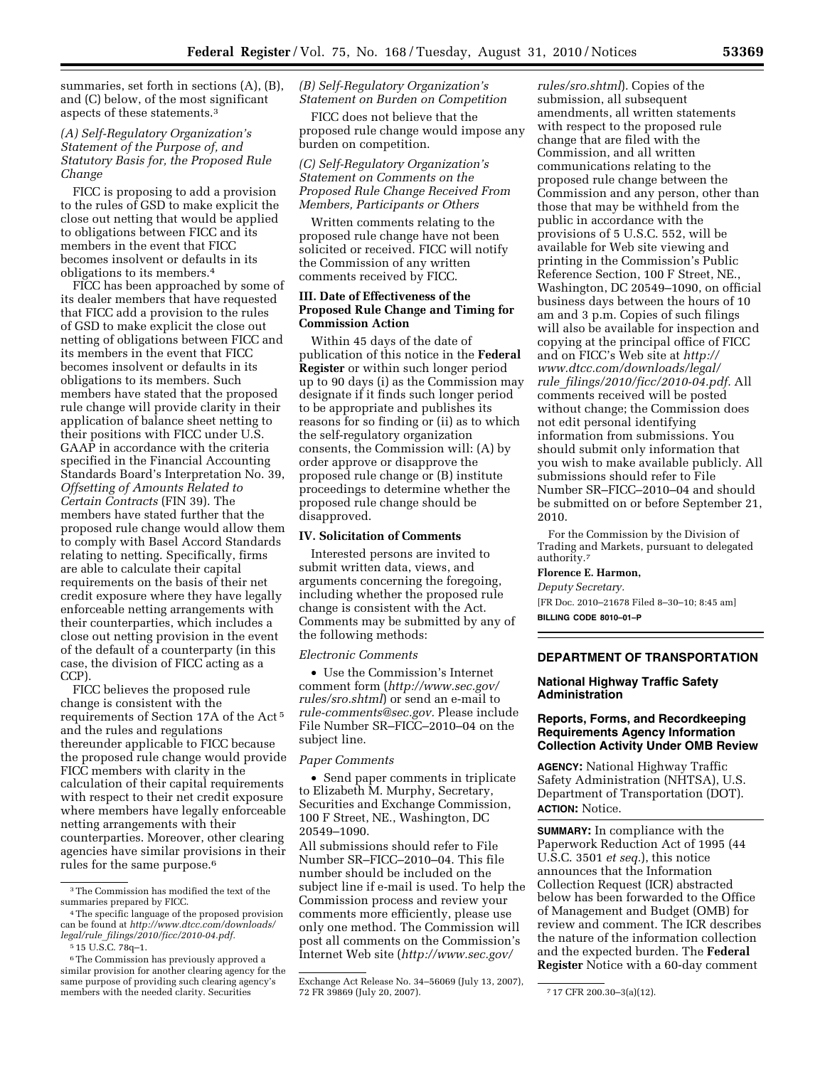summaries, set forth in sections (A), (B), and (C) below, of the most significant aspects of these statements.[3]

### (A) Self-Regulatory Organization's Statement of the Purpose of, and Statutory Basis for, the Proposed Rule Change

FICC is proposing to add a provision to the rules of GSD to make explicit the close out netting that would be applied to obligations between FICC and its members in the event that FICC becomes insolvent or defaults in its obligations to its members.[4]

FICC has been approached by some of its dealer members that have requested that FICC add a provision to the rules of GSD to make explicit the close out netting of obligations between FICC and its members in the event that FICC becomes insolvent or defaults in its obligations to its members. Such members have stated that the proposed rule change will provide clarity in their application of balance sheet netting to their positions with FICC under U.S. GAAP in accordance with the criteria specified in the Financial Accounting Standards Board's Interpretation No. 39, *Offsetting of Amounts Related to Certain Contracts* (FIN 39). The members have stated further that the proposed rule change would allow them to comply with Basel Accord Standards relating to netting. Specifically, firms are able to calculate their capital requirements on the basis of their net credit exposure where they have legally enforceable netting arrangements with their counterparties, which includes a close out netting provision in the event of the default of a counterparty (in this case, the division of FICC acting as a CCP).

FICC believes the proposed rule change is consistent with the requirements of Section 17A of the Act[5] and the rules and regulations thereunder applicable to FICC because the proposed rule change would provide FICC members with clarity in the calculation of their capital requirements with respect to their net credit exposure where members have legally enforceable netting arrangements with their counterparties. Moreover, other clearing agencies have similar provisions in their rules for the same purpose.[6]

### (B) Self-Regulatory Organization's Statement on Burden on Competition

FICC does not believe that the proposed rule change would impose any burden on competition.

### (C) Self-Regulatory Organization's Statement on Comments on the Proposed Rule Change Received From Members, Participants or Others

Written comments relating to the proposed rule change have not been solicited or received. FICC will notify the Commission of any written comments received by FICC.

## III. Date of Effectiveness of the Proposed Rule Change and Timing for Commission Action

Within 45 days of the date of publication of this notice in the **Federal Register** or within such longer period up to 90 days (i) as the Commission may designate if it finds such longer period to be appropriate and publishes its reasons for so finding or (ii) as to which the self-regulatory organization consents, the Commission will: (A) by order approve or disapprove the proposed rule change or (B) institute proceedings to determine whether the proposed rule change should be disapproved.

## IV. Solicitation of Comments

Interested persons are invited to submit written data, views, and arguments concerning the foregoing, including whether the proposed rule change is consistent with the Act. Comments may be submitted by any of the following methods:

*Electronic Comments*

- Use the Commission's Internet comment form (*http://www.sec.gov/rules/sro.shtml*) or send an e-mail to *rule-comments@sec.gov*. Please include File Number SR–FICC–2010–04 on the subject line.

*Paper Comments*

- Send paper comments in triplicate to Elizabeth M. Murphy, Secretary, Securities and Exchange Commission, 100 F Street, NE., Washington, DC 20549–1090.

All submissions should refer to File Number SR–FICC–2010–04. This file number should be included on the subject line if e-mail is used. To help the Commission process and review your comments more efficiently, please use only one method. The Commission will post all comments on the Commission's Internet Web site (*http://www.sec.gov/rules/sro.shtml*). Copies of the submission, all subsequent amendments, all written statements with respect to the proposed rule change that are filed with the Commission, and all written communications relating to the proposed rule change between the Commission and any person, other than those that may be withheld from the public in accordance with the provisions of 5 U.S.C. 552, will be available for Web site viewing and printing in the Commission's Public Reference Section, 100 F Street, NE., Washington, DC 20549–1090, on official business days between the hours of 10 am and 3 p.m. Copies of such filings will also be available for inspection and copying at the principal office of FICC and on FICC's Web site at *http://www.dtcc.com/downloads/legal/rule_filings/2010/ficc/2010-04.pdf*. All comments received will be posted without change; the Commission does not edit personal identifying information from submissions. You should submit only information that you wish to make available publicly. All submissions should refer to File Number SR–FICC–2010–04 and should be submitted on or before September 21, 2010.

For the Commission by the Division of Trading and Markets, pursuant to delegated authority.[7]

**Florence E. Harmon,**

*Deputy Secretary.*

[FR Doc. 2010–21678 Filed 8–30–10; 8:45 am]

**BILLING CODE 8010–01–P**

---

[3] The Commission has modified the text of the summaries prepared by FICC.

[4] The specific language of the proposed provision can be found at *http://www.dtcc.com/downloads/legal/rule_filings/2010/ficc/2010-04.pdf*.

[5] 15 U.S.C. 78q–1.

[6] The Commission has previously approved a similar provision for another clearing agency for the same purpose of providing such clearing agency's members with the needed clarity. Securities Exchange Act Release No. 34–56069 (July 13, 2007), 72 FR 39869 (July 20, 2007).

[7] 17 CFR 200.30–3(a)(12).

---

# DEPARTMENT OF TRANSPORTATION

## National Highway Traffic Safety Administration

## Reports, Forms, and Recordkeeping Requirements Agency Information Collection Activity Under OMB Review

**AGENCY:** National Highway Traffic Safety Administration (NHTSA), U.S. Department of Transportation (DOT).

**ACTION:** Notice.

**SUMMARY:** In compliance with the Paperwork Reduction Act of 1995 (44 U.S.C. 3501 *et seq.*), this notice announces that the Information Collection Request (ICR) abstracted below has been forwarded to the Office of Management and Budget (OMB) for review and comment. The ICR describes the nature of the information collection and the expected burden. The **Federal Register** Notice with a 60-day comment